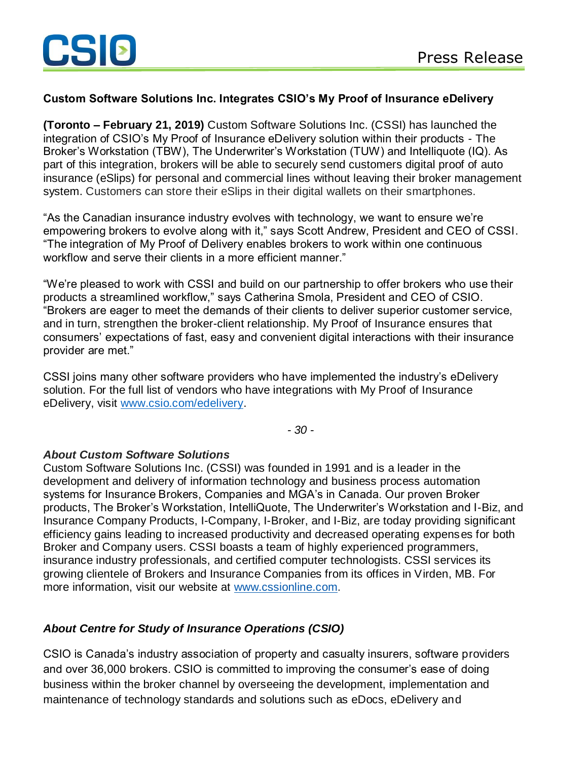**Press Release**

# Custom Software Solutions Inc. Integrates CSIO's My Proof of Insurance eDelivery

**(Toronto – February 21, 2019)** Custom Software Solutions Inc. (CSSI) has launched the integration of CSIO's My Proof of Insurance eDelivery solution within their products - The Broker's Workstation (TBW), The Underwriter's Workstation (TUW) and Intelliquote (IQ). As part of this integration, brokers will be able to securely send customers digital proof of auto insurance (eSlips) for personal and commercial lines without leaving their broker management system. Customers can store their eSlips in their digital wallets on their smartphones.

"As the Canadian insurance industry evolves with technology, we want to ensure we're empowering brokers to evolve along with it," says Scott Andrew, President and CEO of CSSI. "The integration of My Proof of Delivery enables brokers to work within one continuous workflow and serve their clients in a more efficient manner."

"We're pleased to work with CSSI and build on our partnership to offer brokers who use their products a streamlined workflow," says Catherina Smola, President and CEO of CSIO. "Brokers are eager to meet the demands of their clients to deliver superior customer service, and in turn, strengthen the broker-client relationship. My Proof of Insurance ensures that consumers' expectations of fast, easy and convenient digital interactions with their insurance provider are met."

CSSI joins many other software providers who have implemented the industry's eDelivery solution. For the full list of vendors who have integrations with My Proof of Insurance eDelivery, visit [www.csio.com/edelivery](http://www.csio.com/edelivery).

*- 30 -*

### *About Custom Software Solutions*

Custom Software Solutions Inc. (CSSI) was founded in 1991 and is a leader in the development and delivery of information technology and business process automation systems for Insurance Brokers, Companies and MGA's in Canada. Our proven Broker products, The Broker's Workstation, IntelliQuote, The Underwriter's Workstation and I-Biz, and Insurance Company Products, I-Company, I-Broker, and I-Biz, are today providing significant efficiency gains leading to increased productivity and decreased operating expenses for both Broker and Company users. CSSI boasts a team of highly experienced programmers, insurance industry professionals, and certified computer technologists. CSSI services its growing clientele of Brokers and Insurance Companies from its offices in Virden, MB. For more information, visit our website at [www.cssionline.com](http://www.cssionline.com).

### *About Centre for Study of Insurance Operations (CSIO)*

CSIO is Canada's industry association of property and casualty insurers, software providers and over 36,000 brokers. CSIO is committed to improving the consumer's ease of doing business within the broker channel by overseeing the development, implementation and maintenance of technology standards and solutions such as eDocs, eDelivery and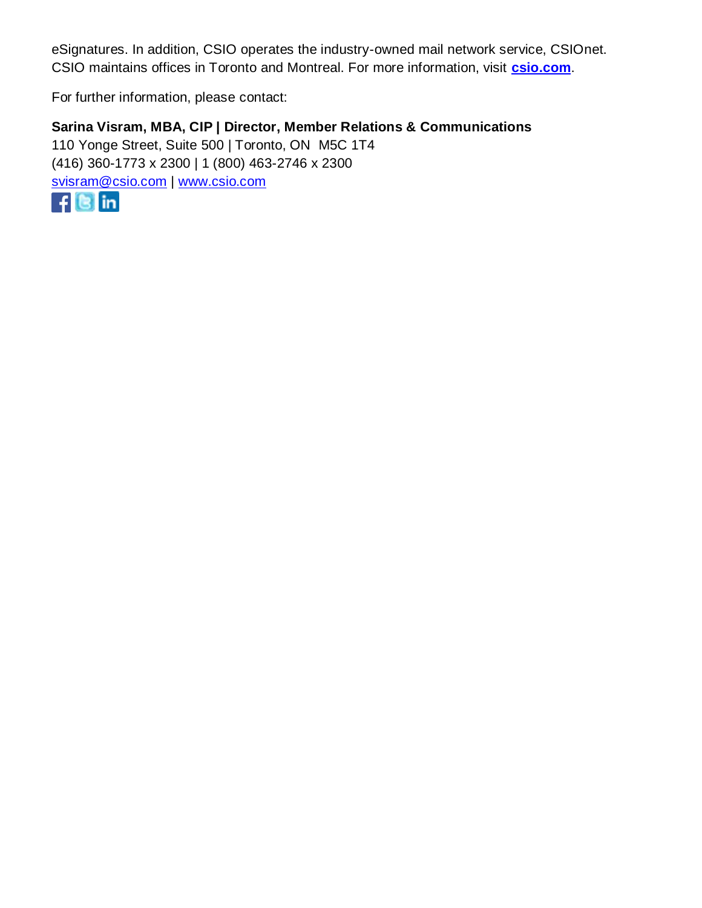eSignatures. In addition, CSIO operates the industry-owned mail network service, CSIOnet. CSIO maintains offices in Toronto and Montreal. For more information, visit **csio.com**.

For further information, please contact:

**Sarina Visram, MBA, CIP | Director, Member Relations & Communications**
110 Yonge Street, Suite 500 | Toronto, ON  M5C 1T4
(416) 360-1773 x 2300 | 1 (800) 463-2746 x 2300
svisram@csio.com | www.csio.com